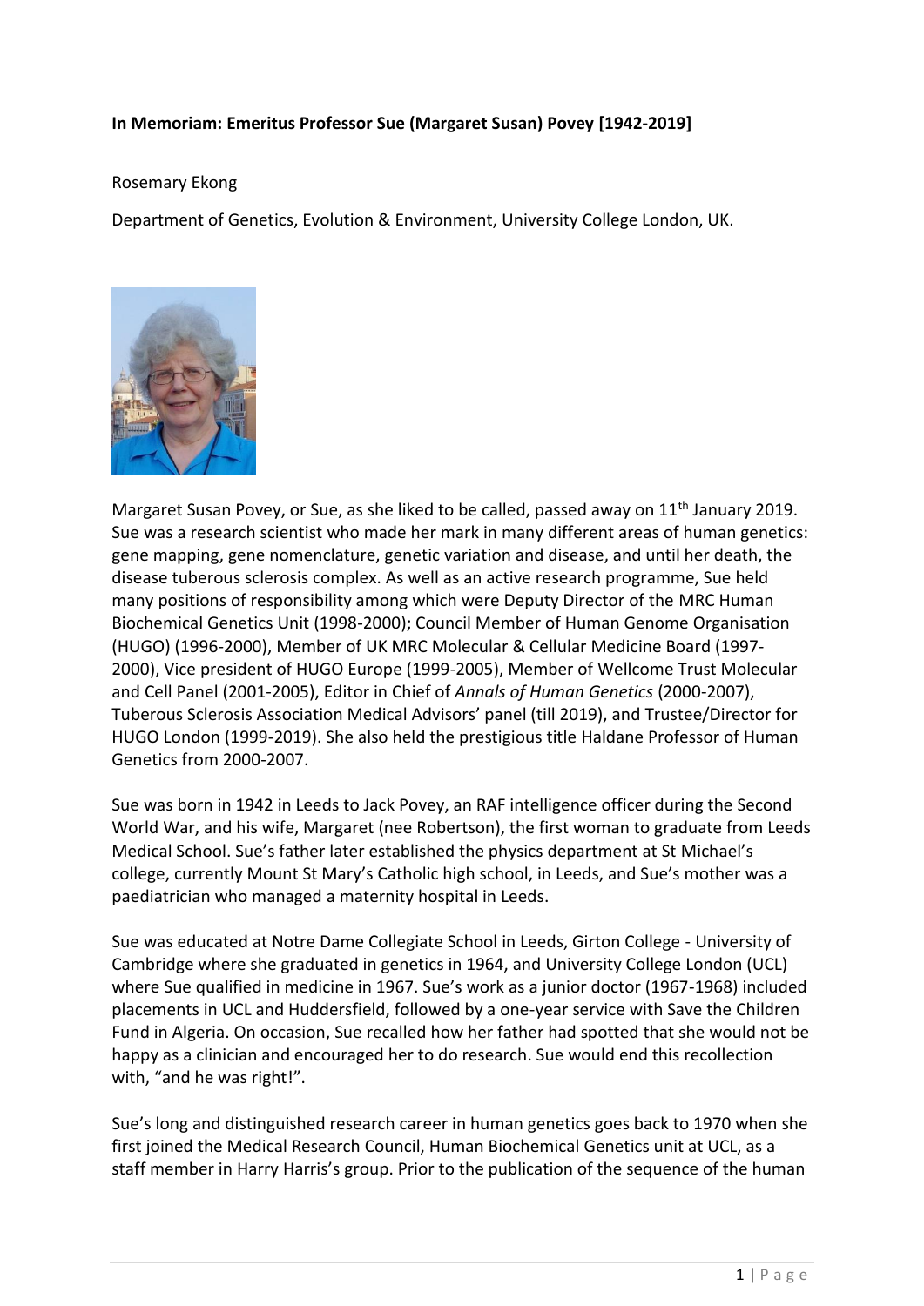**In Memoriam: Emeritus Professor Sue (Margaret Susan) Povey [1942-2019]**

Rosemary Ekong

Department of Genetics, Evolution & Environment, University College London, UK.

Margaret Susan Povey, or Sue, as she liked to be called, passed away on 11th January 2019. Sue was a research scientist who made her mark in many different areas of human genetics: gene mapping, gene nomenclature, genetic variation and disease, and until her death, the disease tuberous sclerosis complex. As well as an active research programme, Sue held many positions of responsibility among which were Deputy Director of the MRC Human Biochemical Genetics Unit (1998-2000); Council Member of Human Genome Organisation (HUGO) (1996-2000), Member of UK MRC Molecular & Cellular Medicine Board (1997-2000), Vice president of HUGO Europe (1999-2005), Member of Wellcome Trust Molecular and Cell Panel (2001-2005), Editor in Chief of *Annals of Human Genetics* (2000-2007), Tuberous Sclerosis Association Medical Advisors' panel (till 2019), and Trustee/Director for HUGO London (1999-2019). She also held the prestigious title Haldane Professor of Human Genetics from 2000-2007.

Sue was born in 1942 in Leeds to Jack Povey, an RAF intelligence officer during the Second World War, and his wife, Margaret (nee Robertson), the first woman to graduate from Leeds Medical School. Sue's father later established the physics department at St Michael's college, currently Mount St Mary's Catholic high school, in Leeds, and Sue's mother was a paediatrician who managed a maternity hospital in Leeds.

Sue was educated at Notre Dame Collegiate School in Leeds, Girton College - University of Cambridge where she graduated in genetics in 1964, and University College London (UCL) where Sue qualified in medicine in 1967. Sue's work as a junior doctor (1967-1968) included placements in UCL and Huddersfield, followed by a one-year service with Save the Children Fund in Algeria. On occasion, Sue recalled how her father had spotted that she would not be happy as a clinician and encouraged her to do research. Sue would end this recollection with, "and he was right!".

Sue's long and distinguished research career in human genetics goes back to 1970 when she first joined the Medical Research Council, Human Biochemical Genetics unit at UCL, as a staff member in Harry Harris's group. Prior to the publication of the sequence of the human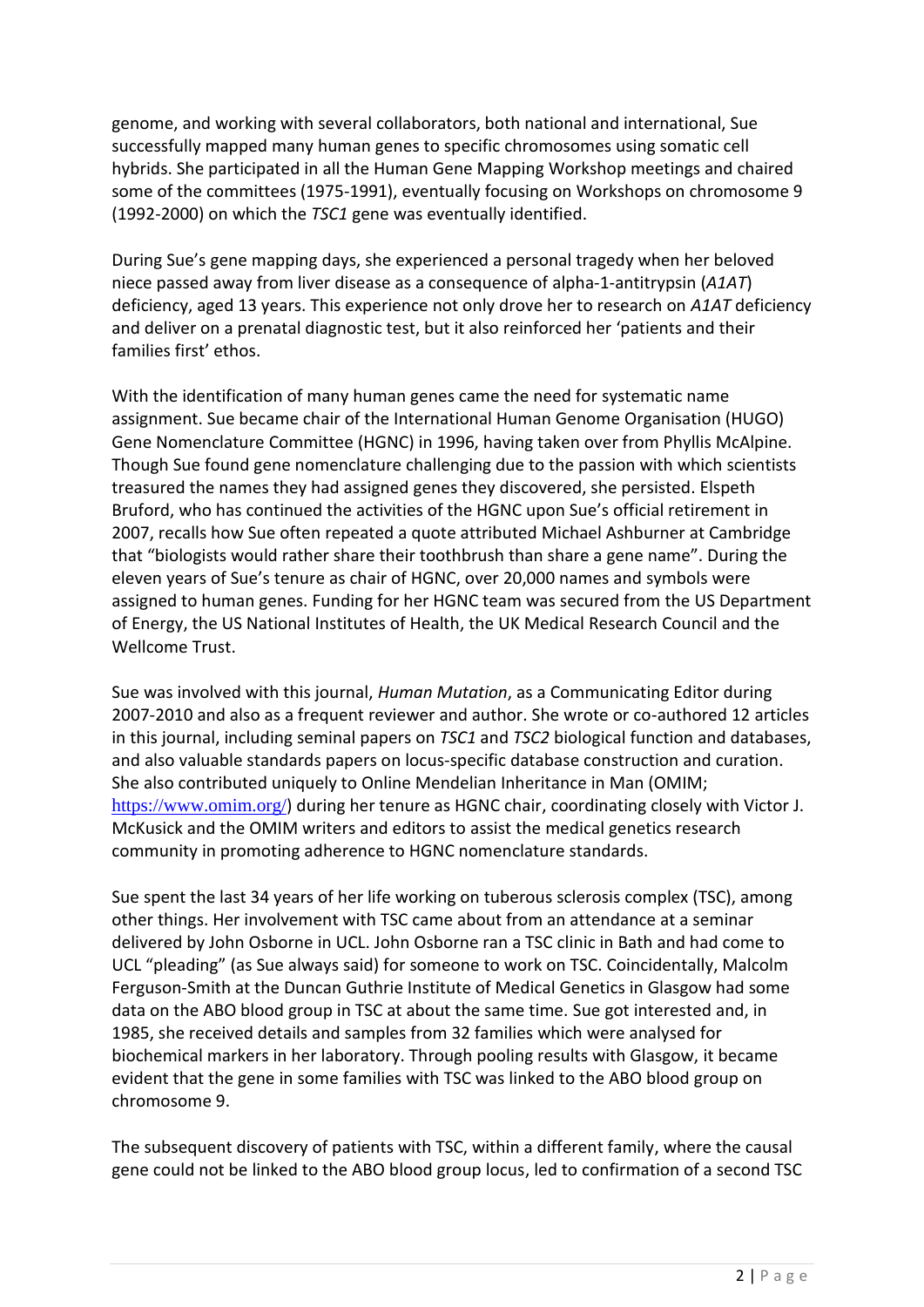genome, and working with several collaborators, both national and international, Sue successfully mapped many human genes to specific chromosomes using somatic cell hybrids. She participated in all the Human Gene Mapping Workshop meetings and chaired some of the committees (1975-1991), eventually focusing on Workshops on chromosome 9 (1992-2000) on which the *TSC1* gene was eventually identified.

During Sue's gene mapping days, she experienced a personal tragedy when her beloved niece passed away from liver disease as a consequence of alpha-1-antitrypsin (*A1AT*) deficiency, aged 13 years. This experience not only drove her to research on *A1AT* deficiency and deliver on a prenatal diagnostic test, but it also reinforced her 'patients and their families first' ethos.

With the identification of many human genes came the need for systematic name assignment. Sue became chair of the International Human Genome Organisation (HUGO) Gene Nomenclature Committee (HGNC) in 1996, having taken over from Phyllis McAlpine. Though Sue found gene nomenclature challenging due to the passion with which scientists treasured the names they had assigned genes they discovered, she persisted. Elspeth Bruford, who has continued the activities of the HGNC upon Sue's official retirement in 2007, recalls how Sue often repeated a quote attributed Michael Ashburner at Cambridge that "biologists would rather share their toothbrush than share a gene name". During the eleven years of Sue's tenure as chair of HGNC, over 20,000 names and symbols were assigned to human genes. Funding for her HGNC team was secured from the US Department of Energy, the US National Institutes of Health, the UK Medical Research Council and the Wellcome Trust.

Sue was involved with this journal, *Human Mutation*, as a Communicating Editor during 2007-2010 and also as a frequent reviewer and author. She wrote or co-authored 12 articles in this journal, including seminal papers on *TSC1* and *TSC2* biological function and databases, and also valuable standards papers on locus-specific database construction and curation. She also contributed uniquely to Online Mendelian Inheritance in Man (OMIM; https://www.omim.org/) during her tenure as HGNC chair, coordinating closely with Victor J. McKusick and the OMIM writers and editors to assist the medical genetics research community in promoting adherence to HGNC nomenclature standards.

Sue spent the last 34 years of her life working on tuberous sclerosis complex (TSC), among other things. Her involvement with TSC came about from an attendance at a seminar delivered by John Osborne in UCL. John Osborne ran a TSC clinic in Bath and had come to UCL "pleading" (as Sue always said) for someone to work on TSC. Coincidentally, Malcolm Ferguson-Smith at the Duncan Guthrie Institute of Medical Genetics in Glasgow had some data on the ABO blood group in TSC at about the same time. Sue got interested and, in 1985, she received details and samples from 32 families which were analysed for biochemical markers in her laboratory. Through pooling results with Glasgow, it became evident that the gene in some families with TSC was linked to the ABO blood group on chromosome 9.

The subsequent discovery of patients with TSC, within a different family, where the causal gene could not be linked to the ABO blood group locus, led to confirmation of a second TSC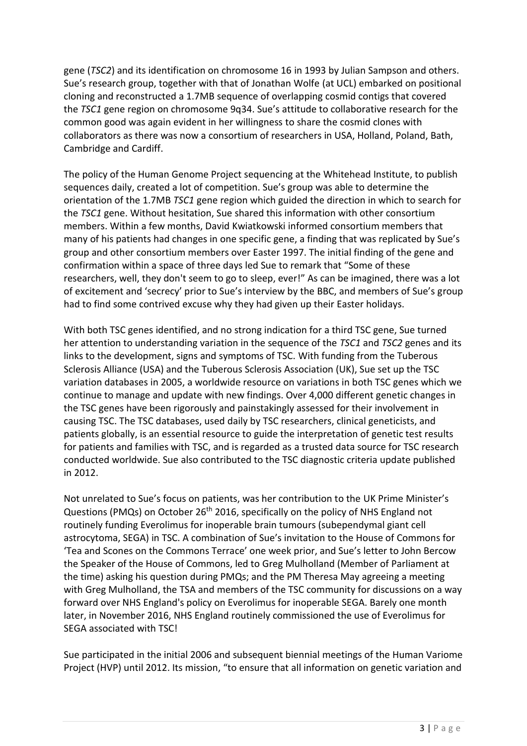gene (*TSC2*) and its identification on chromosome 16 in 1993 by Julian Sampson and others. Sue's research group, together with that of Jonathan Wolfe (at UCL) embarked on positional cloning and reconstructed a 1.7MB sequence of overlapping cosmid contigs that covered the *TSC1* gene region on chromosome 9q34. Sue's attitude to collaborative research for the common good was again evident in her willingness to share the cosmid clones with collaborators as there was now a consortium of researchers in USA, Holland, Poland, Bath, Cambridge and Cardiff.

The policy of the Human Genome Project sequencing at the Whitehead Institute, to publish sequences daily, created a lot of competition. Sue's group was able to determine the orientation of the 1.7MB *TSC1* gene region which guided the direction in which to search for the *TSC1* gene. Without hesitation, Sue shared this information with other consortium members. Within a few months, David Kwiatkowski informed consortium members that many of his patients had changes in one specific gene, a finding that was replicated by Sue's group and other consortium members over Easter 1997. The initial finding of the gene and confirmation within a space of three days led Sue to remark that "Some of these researchers, well, they don't seem to go to sleep, ever!" As can be imagined, there was a lot of excitement and 'secrecy' prior to Sue's interview by the BBC, and members of Sue's group had to find some contrived excuse why they had given up their Easter holidays.

With both TSC genes identified, and no strong indication for a third TSC gene, Sue turned her attention to understanding variation in the sequence of the *TSC1* and *TSC2* genes and its links to the development, signs and symptoms of TSC. With funding from the Tuberous Sclerosis Alliance (USA) and the Tuberous Sclerosis Association (UK), Sue set up the TSC variation databases in 2005, a worldwide resource on variations in both TSC genes which we continue to manage and update with new findings. Over 4,000 different genetic changes in the TSC genes have been rigorously and painstakingly assessed for their involvement in causing TSC. The TSC databases, used daily by TSC researchers, clinical geneticists, and patients globally, is an essential resource to guide the interpretation of genetic test results for patients and families with TSC, and is regarded as a trusted data source for TSC research conducted worldwide. Sue also contributed to the TSC diagnostic criteria update published in 2012.

Not unrelated to Sue's focus on patients, was her contribution to the UK Prime Minister's Questions (PMQs) on October 26th 2016, specifically on the policy of NHS England not routinely funding Everolimus for inoperable brain tumours (subependymal giant cell astrocytoma, SEGA) in TSC. A combination of Sue's invitation to the House of Commons for 'Tea and Scones on the Commons Terrace' one week prior, and Sue's letter to John Bercow the Speaker of the House of Commons, led to Greg Mulholland (Member of Parliament at the time) asking his question during PMQs; and the PM Theresa May agreeing a meeting with Greg Mulholland, the TSA and members of the TSC community for discussions on a way forward over NHS England's policy on Everolimus for inoperable SEGA. Barely one month later, in November 2016, NHS England routinely commissioned the use of Everolimus for SEGA associated with TSC!

Sue participated in the initial 2006 and subsequent biennial meetings of the Human Variome Project (HVP) until 2012. Its mission, "to ensure that all information on genetic variation and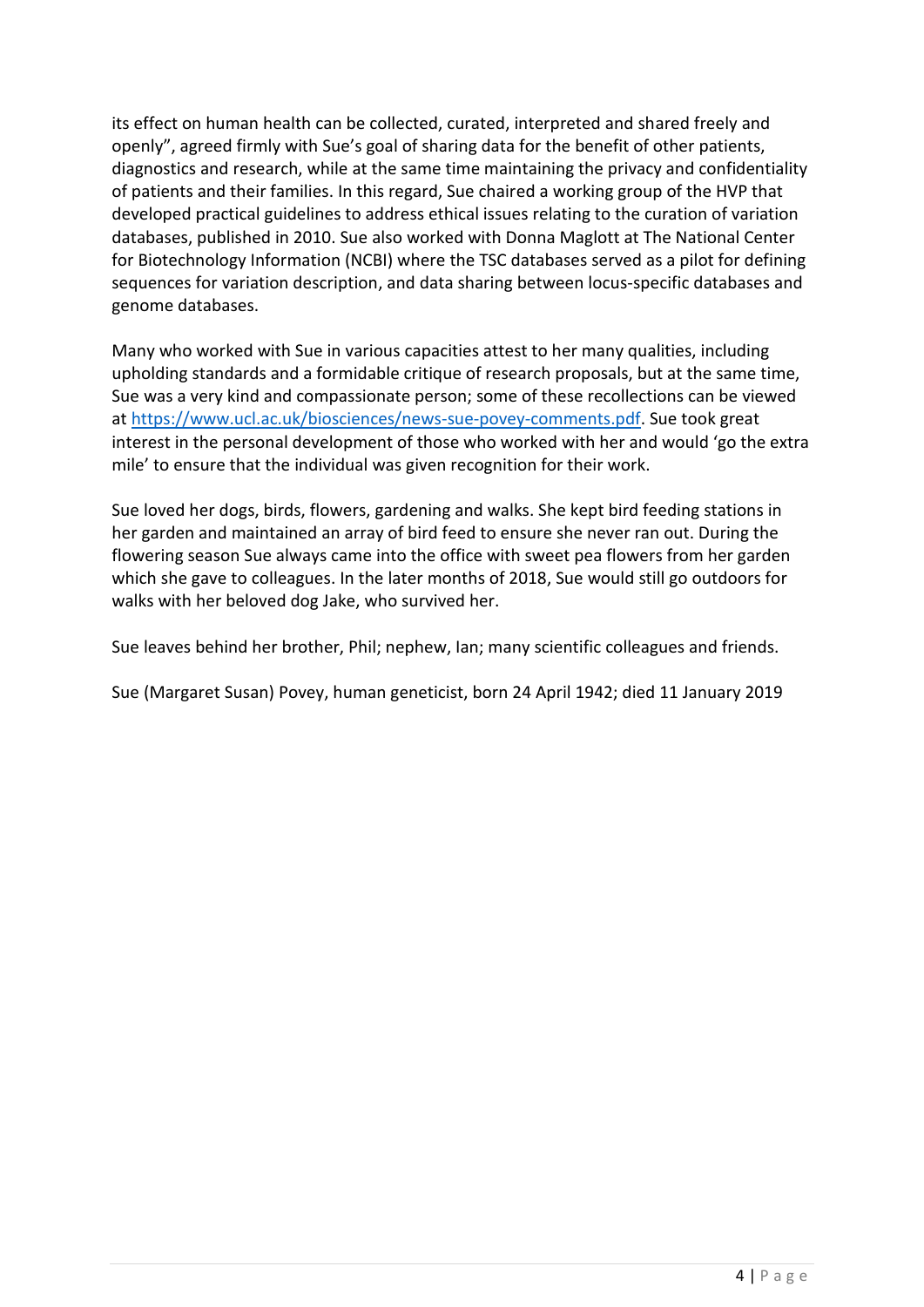its effect on human health can be collected, curated, interpreted and shared freely and openly", agreed firmly with Sue's goal of sharing data for the benefit of other patients, diagnostics and research, while at the same time maintaining the privacy and confidentiality of patients and their families. In this regard, Sue chaired a working group of the HVP that developed practical guidelines to address ethical issues relating to the curation of variation databases, published in 2010. Sue also worked with Donna Maglott at The National Center for Biotechnology Information (NCBI) where the TSC databases served as a pilot for defining sequences for variation description, and data sharing between locus-specific databases and genome databases.

Many who worked with Sue in various capacities attest to her many qualities, including upholding standards and a formidable critique of research proposals, but at the same time, Sue was a very kind and compassionate person; some of these recollections can be viewed at [https://www.ucl.ac.uk/biosciences/news-sue-povey-comments.pdf](https://www.ucl.ac.uk/biosciences/news-sue-povey-comments.pdf). Sue took great interest in the personal development of those who worked with her and would 'go the extra mile' to ensure that the individual was given recognition for their work.

Sue loved her dogs, birds, flowers, gardening and walks. She kept bird feeding stations in her garden and maintained an array of bird feed to ensure she never ran out. During the flowering season Sue always came into the office with sweet pea flowers from her garden which she gave to colleagues. In the later months of 2018, Sue would still go outdoors for walks with her beloved dog Jake, who survived her.

Sue leaves behind her brother, Phil; nephew, Ian; many scientific colleagues and friends.

Sue (Margaret Susan) Povey, human geneticist, born 24 April 1942; died 11 January 2019